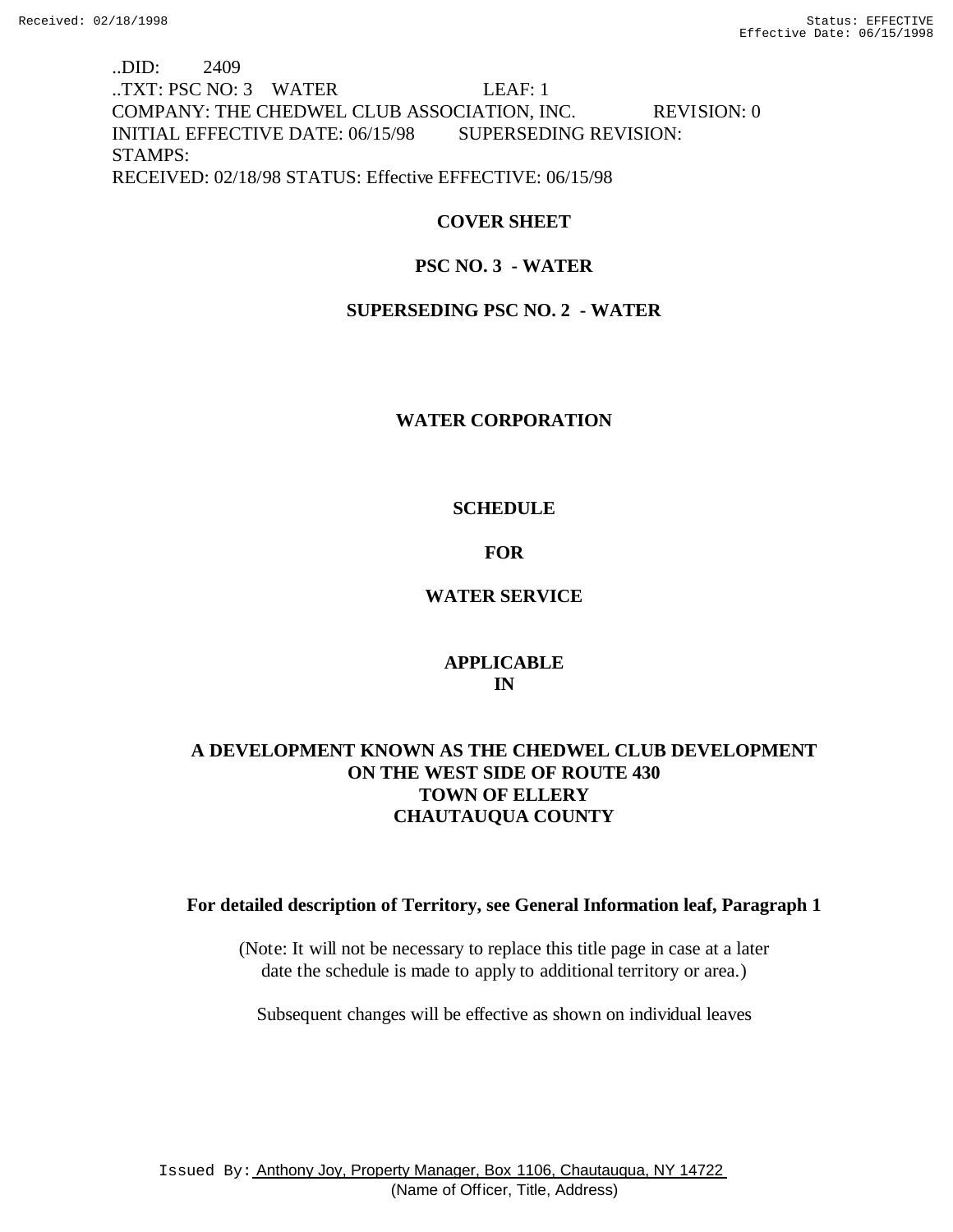..DID: 2409
..TXT: PSC NO: 3 WATER LEAF: 1
COMPANY: THE CHEDWEL CLUB ASSOCIATION, INC. REVISION: 0
INITIAL EFFECTIVE DATE: 06/15/98 SUPERSEDING REVISION:
STAMPS:
RECEIVED: 02/18/98 STATUS: Effective EFFECTIVE: 06/15/98

**COVER SHEET**

**PSC NO. 3 - WATER**

**SUPERSEDING PSC NO. 2 - WATER**

**WATER CORPORATION**

**SCHEDULE**

**FOR**

**WATER SERVICE**

**APPLICABLE**
**IN**

**A DEVELOPMENT KNOWN AS THE CHEDWEL CLUB DEVELOPMENT**
**ON THE WEST SIDE OF ROUTE 430**
**TOWN OF ELLERY**
**CHAUTAUQUA COUNTY**

**For detailed description of Territory, see General Information leaf, Paragraph 1**

(Note: It will not be necessary to replace this title page in case at a later date the schedule is made to apply to additional territory or area.)

Subsequent changes will be effective as shown on individual leaves

Issued By: Anthony Joy, Property Manager, Box 1106, Chautauqua, NY 14722
(Name of Officer, Title, Address)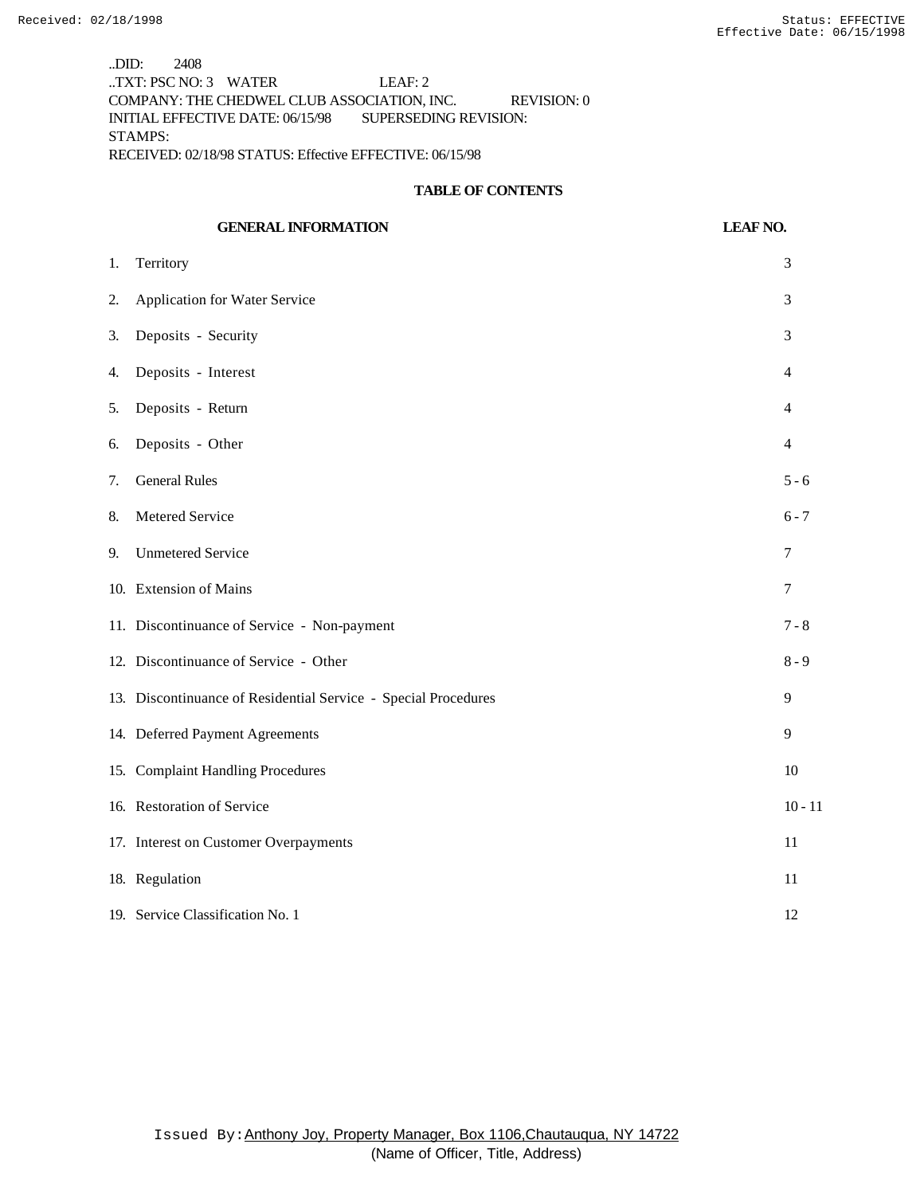Received: 02/18/1998 Status: EFFECTIVE
Effective Date: 06/15/1998

..DID: 2408
..TXT: PSC NO: 3 WATER LEAF: 2
COMPANY: THE CHEDWEL CLUB ASSOCIATION, INC. REVISION: 0
INITIAL EFFECTIVE DATE: 06/15/98 SUPERSEDING REVISION:
STAMPS:
RECEIVED: 02/18/98 STATUS: Effective EFFECTIVE: 06/15/98

## TABLE OF CONTENTS

| GENERAL INFORMATION | LEAF NO. |
|---|---|
| 1. Territory | 3 |
| 2. Application for Water Service | 3 |
| 3. Deposits - Security | 3 |
| 4. Deposits - Interest | 4 |
| 5. Deposits - Return | 4 |
| 6. Deposits - Other | 4 |
| 7. General Rules | 5 - 6 |
| 8. Metered Service | 6 - 7 |
| 9. Unmetered Service | 7 |
| 10. Extension of Mains | 7 |
| 11. Discontinuance of Service - Non-payment | 7 - 8 |
| 12. Discontinuance of Service - Other | 8 - 9 |
| 13. Discontinuance of Residential Service - Special Procedures | 9 |
| 14. Deferred Payment Agreements | 9 |
| 15. Complaint Handling Procedures | 10 |
| 16. Restoration of Service | 10 - 11 |
| 17. Interest on Customer Overpayments | 11 |
| 18. Regulation | 11 |
| 19. Service Classification No. 1 | 12 |

Issued By: Anthony Joy, Property Manager, Box 1106,Chautauqua, NY 14722
(Name of Officer, Title, Address)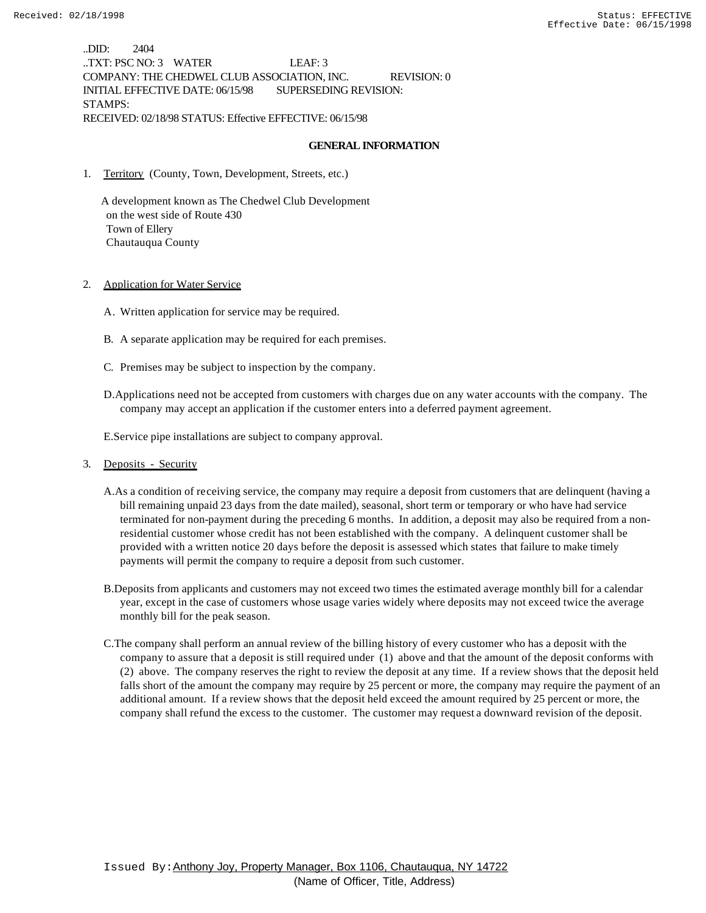..DID: 2404
..TXT: PSC NO: 3 WATER LEAF: 3
COMPANY: THE CHEDWEL CLUB ASSOCIATION, INC. REVISION: 0
INITIAL EFFECTIVE DATE: 06/15/98 SUPERSEDING REVISION:
STAMPS:
RECEIVED: 02/18/98 STATUS: Effective EFFECTIVE: 06/15/98

## GENERAL INFORMATION

1. Territory (County, Town, Development, Streets, etc.)

   A development known as The Chedwel Club Development
   on the west side of Route 430
   Town of Ellery
   Chautauqua County

2. Application for Water Service

   A. Written application for service may be required.

   B. A separate application may be required for each premises.

   C. Premises may be subject to inspection by the company.

   D. Applications need not be accepted from customers with charges due on any water accounts with the company. The company may accept an application if the customer enters into a deferred payment agreement.

   E. Service pipe installations are subject to company approval.

3. Deposits - Security

   A. As a condition of receiving service, the company may require a deposit from customers that are delinquent (having a bill remaining unpaid 23 days from the date mailed), seasonal, short term or temporary or who have had service terminated for non-payment during the preceding 6 months. In addition, a deposit may also be required from a non-residential customer whose credit has not been established with the company. A delinquent customer shall be provided with a written notice 20 days before the deposit is assessed which states that failure to make timely payments will permit the company to require a deposit from such customer.

   B. Deposits from applicants and customers may not exceed two times the estimated average monthly bill for a calendar year, except in the case of customers whose usage varies widely where deposits may not exceed twice the average monthly bill for the peak season.

   C. The company shall perform an annual review of the billing history of every customer who has a deposit with the company to assure that a deposit is still required under (1) above and that the amount of the deposit conforms with (2) above. The company reserves the right to review the deposit at any time. If a review shows that the deposit held falls short of the amount the company may require by 25 percent or more, the company may require the payment of an additional amount. If a review shows that the deposit held exceed the amount required by 25 percent or more, the company shall refund the excess to the customer. The customer may request a downward revision of the deposit.

Issued By: Anthony Joy, Property Manager, Box 1106, Chautauqua, NY 14722
(Name of Officer, Title, Address)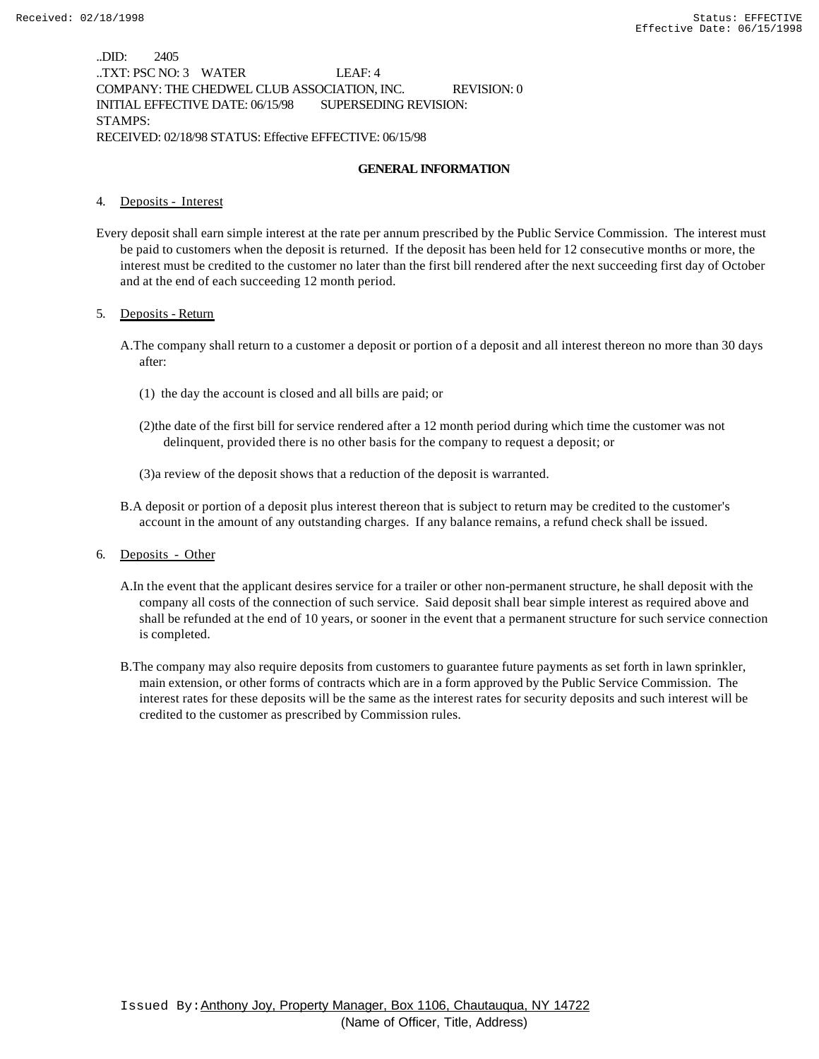..DID: 2405
..TXT: PSC NO: 3 WATER LEAF: 4
COMPANY: THE CHEDWEL CLUB ASSOCIATION, INC. REVISION: 0
INITIAL EFFECTIVE DATE: 06/15/98 SUPERSEDING REVISION:
STAMPS:
RECEIVED: 02/18/98 STATUS: Effective EFFECTIVE: 06/15/98

## GENERAL INFORMATION

4. Deposits - Interest

Every deposit shall earn simple interest at the rate per annum prescribed by the Public Service Commission. The interest must be paid to customers when the deposit is returned. If the deposit has been held for 12 consecutive months or more, the interest must be credited to the customer no later than the first bill rendered after the next succeeding first day of October and at the end of each succeeding 12 month period.

5. Deposits - Return

A. The company shall return to a customer a deposit or portion of a deposit and all interest thereon no more than 30 days after:

(1) the day the account is closed and all bills are paid; or

(2) the date of the first bill for service rendered after a 12 month period during which time the customer was not delinquent, provided there is no other basis for the company to request a deposit; or

(3) a review of the deposit shows that a reduction of the deposit is warranted.

B. A deposit or portion of a deposit plus interest thereon that is subject to return may be credited to the customer's account in the amount of any outstanding charges. If any balance remains, a refund check shall be issued.

6. Deposits - Other

A. In the event that the applicant desires service for a trailer or other non-permanent structure, he shall deposit with the company all costs of the connection of such service. Said deposit shall bear simple interest as required above and shall be refunded at the end of 10 years, or sooner in the event that a permanent structure for such service connection is completed.

B. The company may also require deposits from customers to guarantee future payments as set forth in lawn sprinkler, main extension, or other forms of contracts which are in a form approved by the Public Service Commission. The interest rates for these deposits will be the same as the interest rates for security deposits and such interest will be credited to the customer as prescribed by Commission rules.

Issued By: Anthony Joy, Property Manager, Box 1106, Chautauqua, NY 14722
(Name of Officer, Title, Address)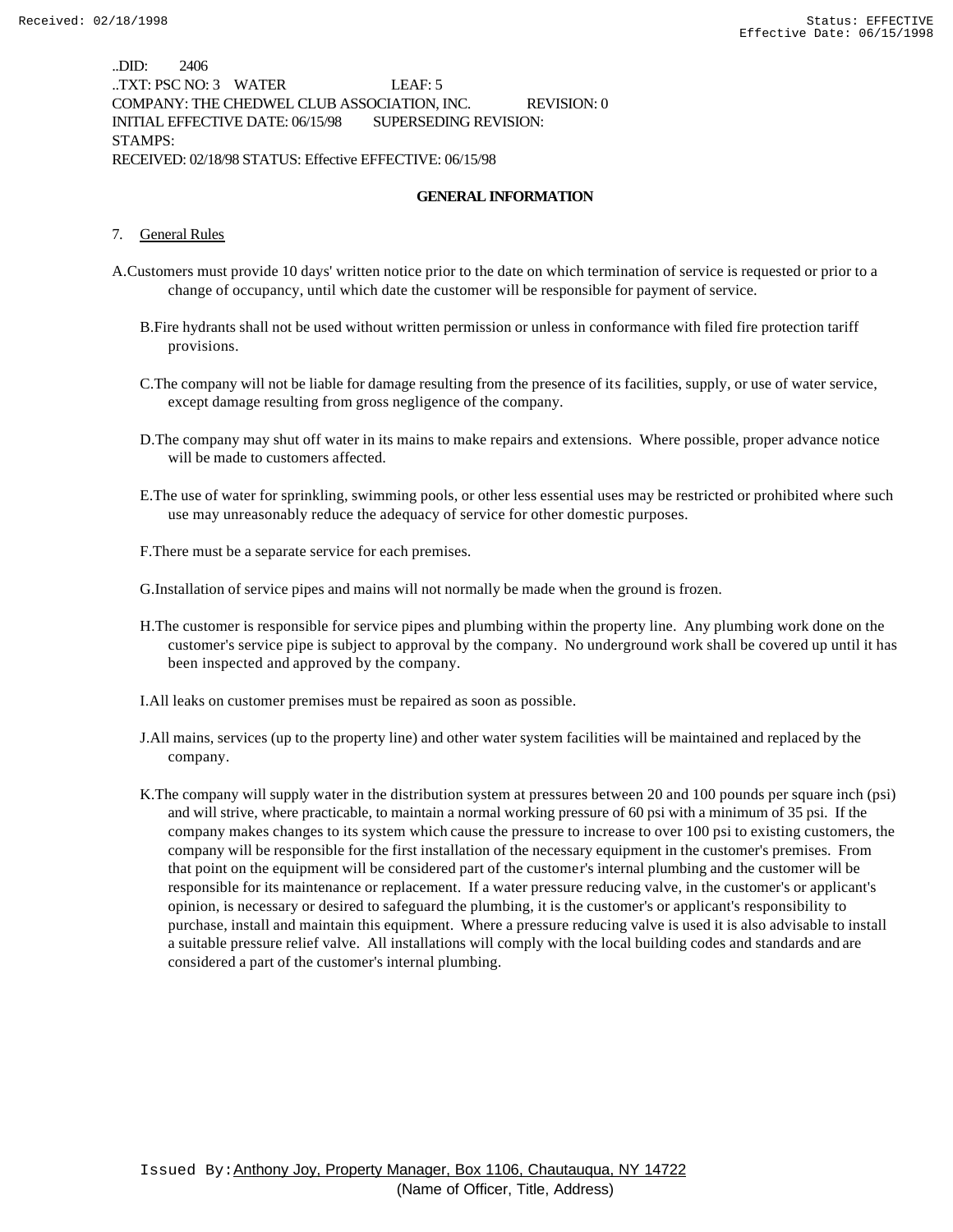..DID: 2406
..TXT: PSC NO: 3 WATER LEAF: 5
COMPANY: THE CHEDWEL CLUB ASSOCIATION, INC. REVISION: 0
INITIAL EFFECTIVE DATE: 06/15/98 SUPERSEDING REVISION:
STAMPS:
RECEIVED: 02/18/98 STATUS: Effective EFFECTIVE: 06/15/98

## GENERAL INFORMATION

7. General Rules

A. Customers must provide 10 days' written notice prior to the date on which termination of service is requested or prior to a change of occupancy, until which date the customer will be responsible for payment of service.

B. Fire hydrants shall not be used without written permission or unless in conformance with filed fire protection tariff provisions.

C. The company will not be liable for damage resulting from the presence of its facilities, supply, or use of water service, except damage resulting from gross negligence of the company.

D. The company may shut off water in its mains to make repairs and extensions. Where possible, proper advance notice will be made to customers affected.

E. The use of water for sprinkling, swimming pools, or other less essential uses may be restricted or prohibited where such use may unreasonably reduce the adequacy of service for other domestic purposes.

F. There must be a separate service for each premises.

G. Installation of service pipes and mains will not normally be made when the ground is frozen.

H. The customer is responsible for service pipes and plumbing within the property line. Any plumbing work done on the customer's service pipe is subject to approval by the company. No underground work shall be covered up until it has been inspected and approved by the company.

I. All leaks on customer premises must be repaired as soon as possible.

J. All mains, services (up to the property line) and other water system facilities will be maintained and replaced by the company.

K. The company will supply water in the distribution system at pressures between 20 and 100 pounds per square inch (psi) and will strive, where practicable, to maintain a normal working pressure of 60 psi with a minimum of 35 psi. If the company makes changes to its system which cause the pressure to increase to over 100 psi to existing customers, the company will be responsible for the first installation of the necessary equipment in the customer's premises. From that point on the equipment will be considered part of the customer's internal plumbing and the customer will be responsible for its maintenance or replacement. If a water pressure reducing valve, in the customer's or applicant's opinion, is necessary or desired to safeguard the plumbing, it is the customer's or applicant's responsibility to purchase, install and maintain this equipment. Where a pressure reducing valve is used it is also advisable to install a suitable pressure relief valve. All installations will comply with the local building codes and standards and are considered a part of the customer's internal plumbing.

Issued By: Anthony Joy, Property Manager, Box 1106, Chautauqua, NY 14722
(Name of Officer, Title, Address)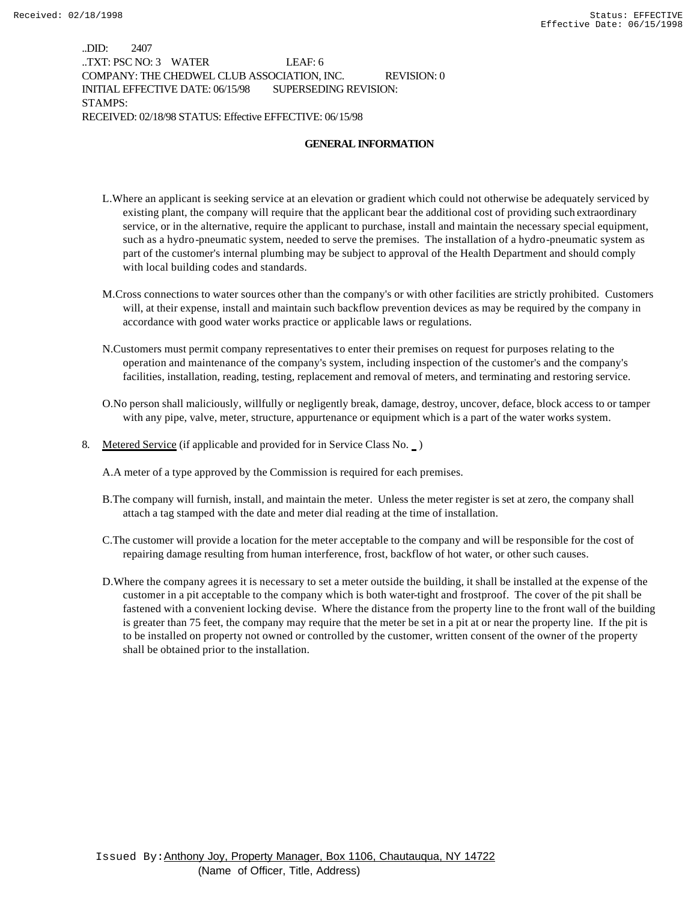..DID: 2407
..TXT: PSC NO: 3 WATER LEAF: 6
COMPANY: THE CHEDWEL CLUB ASSOCIATION, INC. REVISION: 0
INITIAL EFFECTIVE DATE: 06/15/98 SUPERSEDING REVISION:
STAMPS:
RECEIVED: 02/18/98 STATUS: Effective EFFECTIVE: 06/15/98

**GENERAL INFORMATION**

L. Where an applicant is seeking service at an elevation or gradient which could not otherwise be adequately serviced by existing plant, the company will require that the applicant bear the additional cost of providing such extraordinary service, or in the alternative, require the applicant to purchase, install and maintain the necessary special equipment, such as a hydro-pneumatic system, needed to serve the premises. The installation of a hydro-pneumatic system as part of the customer's internal plumbing may be subject to approval of the Health Department and should comply with local building codes and standards.

M. Cross connections to water sources other than the company's or with other facilities are strictly prohibited. Customers will, at their expense, install and maintain such backflow prevention devices as may be required by the company in accordance with good water works practice or applicable laws or regulations.

N. Customers must permit company representatives to enter their premises on request for purposes relating to the operation and maintenance of the company's system, including inspection of the customer's and the company's facilities, installation, reading, testing, replacement and removal of meters, and terminating and restoring service.

O. No person shall maliciously, willfully or negligently break, damage, destroy, uncover, deface, block access to or tamper with any pipe, valve, meter, structure, appurtenance or equipment which is a part of the water works system.

8. Metered Service (if applicable and provided for in Service Class No. _ )

A. A meter of a type approved by the Commission is required for each premises.

B. The company will furnish, install, and maintain the meter. Unless the meter register is set at zero, the company shall attach a tag stamped with the date and meter dial reading at the time of installation.

C. The customer will provide a location for the meter acceptable to the company and will be responsible for the cost of repairing damage resulting from human interference, frost, backflow of hot water, or other such causes.

D. Where the company agrees it is necessary to set a meter outside the building, it shall be installed at the expense of the customer in a pit acceptable to the company which is both water-tight and frostproof. The cover of the pit shall be fastened with a convenient locking devise. Where the distance from the property line to the front wall of the building is greater than 75 feet, the company may require that the meter be set in a pit at or near the property line. If the pit is to be installed on property not owned or controlled by the customer, written consent of the owner of the property shall be obtained prior to the installation.

Issued By: Anthony Joy, Property Manager, Box 1106, Chautauqua, NY 14722
(Name of Officer, Title, Address)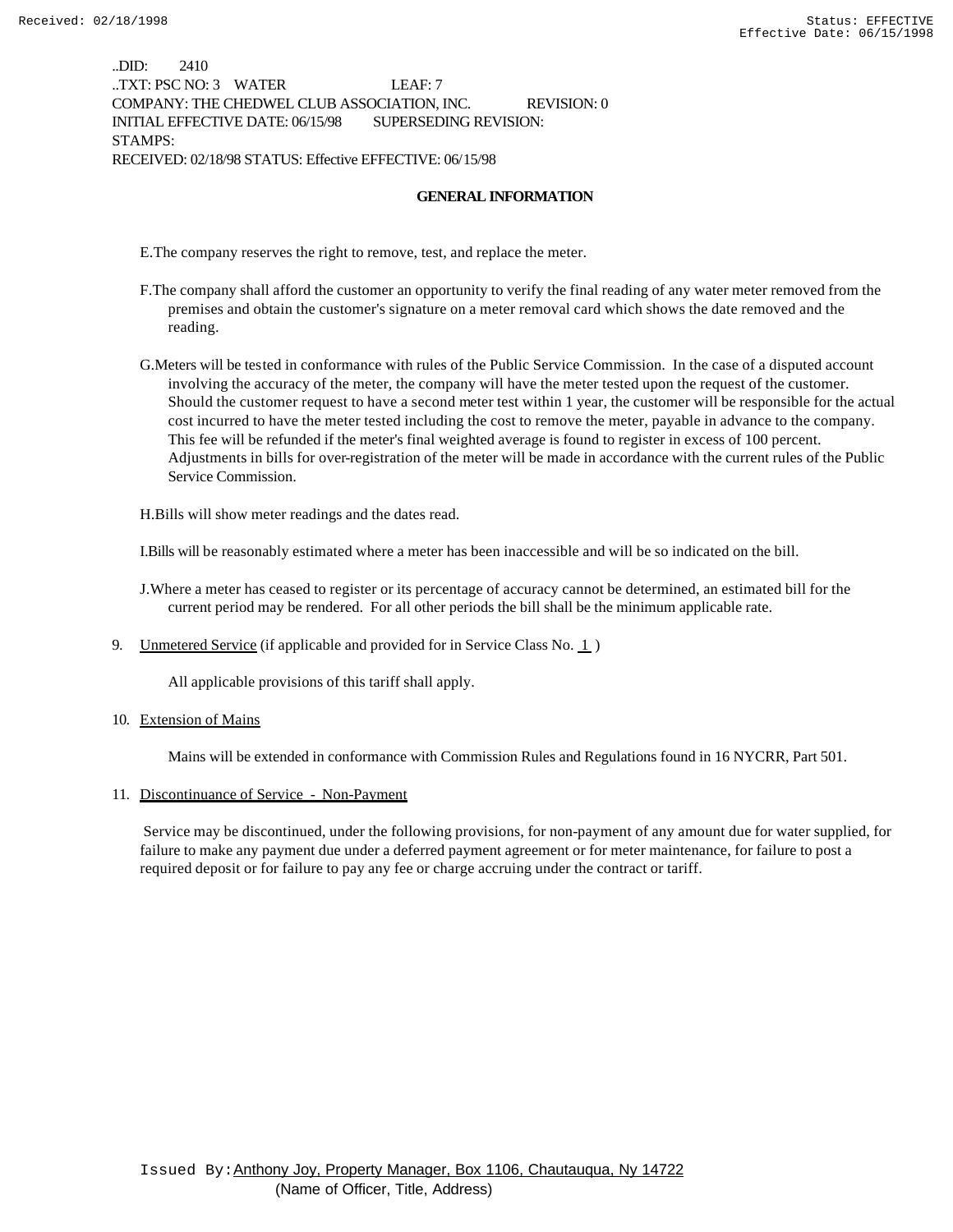..DID: 2410
..TXT: PSC NO: 3 WATER LEAF: 7
COMPANY: THE CHEDWEL CLUB ASSOCIATION, INC. REVISION: 0
INITIAL EFFECTIVE DATE: 06/15/98 SUPERSEDING REVISION:
STAMPS:
RECEIVED: 02/18/98 STATUS: Effective EFFECTIVE: 06/15/98

**GENERAL INFORMATION**

E. The company reserves the right to remove, test, and replace the meter.

F. The company shall afford the customer an opportunity to verify the final reading of any water meter removed from the premises and obtain the customer's signature on a meter removal card which shows the date removed and the reading.

G. Meters will be tested in conformance with rules of the Public Service Commission. In the case of a disputed account involving the accuracy of the meter, the company will have the meter tested upon the request of the customer. Should the customer request to have a second meter test within 1 year, the customer will be responsible for the actual cost incurred to have the meter tested including the cost to remove the meter, payable in advance to the company. This fee will be refunded if the meter's final weighted average is found to register in excess of 100 percent. Adjustments in bills for over-registration of the meter will be made in accordance with the current rules of the Public Service Commission.

H. Bills will show meter readings and the dates read.

I. Bills will be reasonably estimated where a meter has been inaccessible and will be so indicated on the bill.

J. Where a meter has ceased to register or its percentage of accuracy cannot be determined, an estimated bill for the current period may be rendered. For all other periods the bill shall be the minimum applicable rate.

9. Unmetered Service (if applicable and provided for in Service Class No. 1 )

   All applicable provisions of this tariff shall apply.

10. Extension of Mains

    Mains will be extended in conformance with Commission Rules and Regulations found in 16 NYCRR, Part 501.

11. Discontinuance of Service - Non-Payment

    Service may be discontinued, under the following provisions, for non-payment of any amount due for water supplied, for failure to make any payment due under a deferred payment agreement or for meter maintenance, for failure to post a required deposit or for failure to pay any fee or charge accruing under the contract or tariff.

Issued By: Anthony Joy, Property Manager, Box 1106, Chautauqua, Ny 14722
(Name of Officer, Title, Address)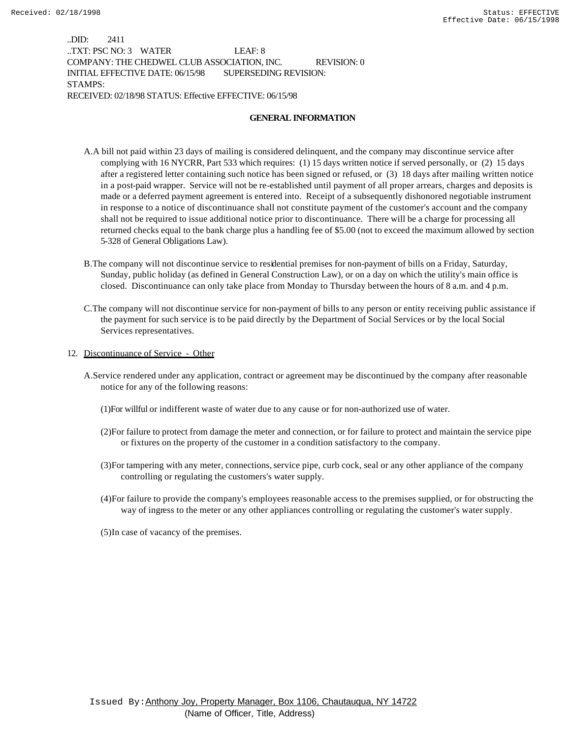..DID: 2411
..TXT: PSC NO: 3 WATER LEAF: 8
COMPANY: THE CHEDWEL CLUB ASSOCIATION, INC. REVISION: 0
INITIAL EFFECTIVE DATE: 06/15/98 SUPERSEDING REVISION:
STAMPS:
RECEIVED: 02/18/98 STATUS: Effective EFFECTIVE: 06/15/98

## GENERAL INFORMATION

A. A bill not paid within 23 days of mailing is considered delinquent, and the company may discontinue service after complying with 16 NYCRR, Part 533 which requires: (1) 15 days written notice if served personally, or (2) 15 days after a registered letter containing such notice has been signed or refused, or (3) 18 days after mailing written notice in a post-paid wrapper. Service will not be re-established until payment of all proper arrears, charges and deposits is made or a deferred payment agreement is entered into. Receipt of a subsequently dishonored negotiable instrument in response to a notice of discontinuance shall not constitute payment of the customer's account and the company shall not be required to issue additional notice prior to discontinuance. There will be a charge for processing all returned checks equal to the bank charge plus a handling fee of $5.00 (not to exceed the maximum allowed by section 5-328 of General Obligations Law).

B. The company will not discontinue service to residential premises for non-payment of bills on a Friday, Saturday, Sunday, public holiday (as defined in General Construction Law), or on a day on which the utility's main office is closed. Discontinuance can only take place from Monday to Thursday between the hours of 8 a.m. and 4 p.m.

C. The company will not discontinue service for non-payment of bills to any person or entity receiving public assistance if the payment for such service is to be paid directly by the Department of Social Services or by the local Social Services representatives.

12. <u>Discontinuance of Service - Other</u>

A. Service rendered under any application, contract or agreement may be discontinued by the company after reasonable notice for any of the following reasons:

(1) For willful or indifferent waste of water due to any cause or for non-authorized use of water.

(2) For failure to protect from damage the meter and connection, or for failure to protect and maintain the service pipe or fixtures on the property of the customer in a condition satisfactory to the company.

(3) For tampering with any meter, connections, service pipe, curb cock, seal or any other appliance of the company controlling or regulating the customers's water supply.

(4) For failure to provide the company's employees reasonable access to the premises supplied, or for obstructing the way of ingress to the meter or any other appliances controlling or regulating the customer's water supply.

(5) In case of vacancy of the premises.

Issued By: Anthony Joy, Property Manager, Box 1106, Chautauqua, NY 14722
(Name of Officer, Title, Address)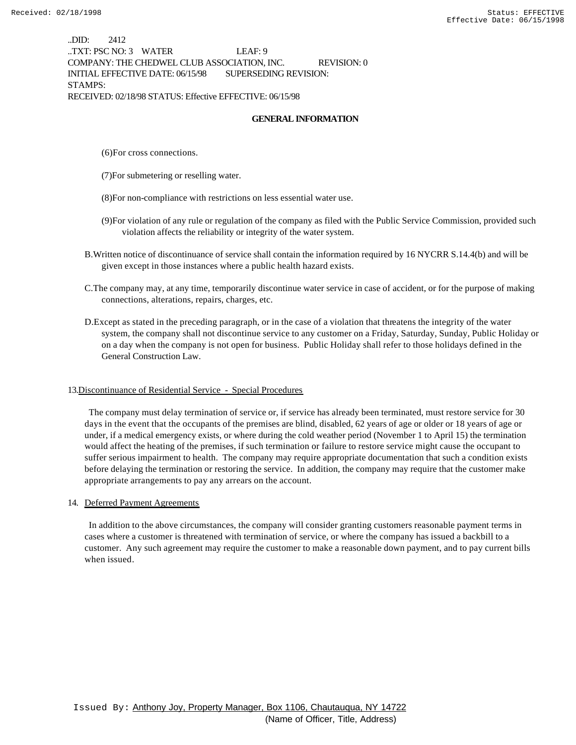..DID: 2412
..TXT: PSC NO: 3 WATER LEAF: 9
COMPANY: THE CHEDWEL CLUB ASSOCIATION, INC. REVISION: 0
INITIAL EFFECTIVE DATE: 06/15/98 SUPERSEDING REVISION:
STAMPS:
RECEIVED: 02/18/98 STATUS: Effective EFFECTIVE: 06/15/98

**GENERAL INFORMATION**

(6)For cross connections.

(7)For submetering or reselling water.

(8)For non-compliance with restrictions on less essential water use.

(9)For violation of any rule or regulation of the company as filed with the Public Service Commission, provided such violation affects the reliability or integrity of the water system.

B.Written notice of discontinuance of service shall contain the information required by 16 NYCRR S.14.4(b) and will be given except in those instances where a public health hazard exists.

C.The company may, at any time, temporarily discontinue water service in case of accident, or for the purpose of making connections, alterations, repairs, charges, etc.

D.Except as stated in the preceding paragraph, or in the case of a violation that threatens the integrity of the water system, the company shall not discontinue service to any customer on a Friday, Saturday, Sunday, Public Holiday or on a day when the company is not open for business. Public Holiday shall refer to those holidays defined in the General Construction Law.

13.<u>Discontinuance of Residential Service - Special Procedures</u>

The company must delay termination of service or, if service has already been terminated, must restore service for 30 days in the event that the occupants of the premises are blind, disabled, 62 years of age or older or 18 years of age or under, if a medical emergency exists, or where during the cold weather period (November 1 to April 15) the termination would affect the heating of the premises, if such termination or failure to restore service might cause the occupant to suffer serious impairment to health. The company may require appropriate documentation that such a condition exists before delaying the termination or restoring the service. In addition, the company may require that the customer make appropriate arrangements to pay any arrears on the account.

14. <u>Deferred Payment Agreements</u>

In addition to the above circumstances, the company will consider granting customers reasonable payment terms in cases where a customer is threatened with termination of service, or where the company has issued a backbill to a customer. Any such agreement may require the customer to make a reasonable down payment, and to pay current bills when issued.

Issued By: Anthony Joy, Property Manager, Box 1106, Chautauqua, NY 14722
(Name of Officer, Title, Address)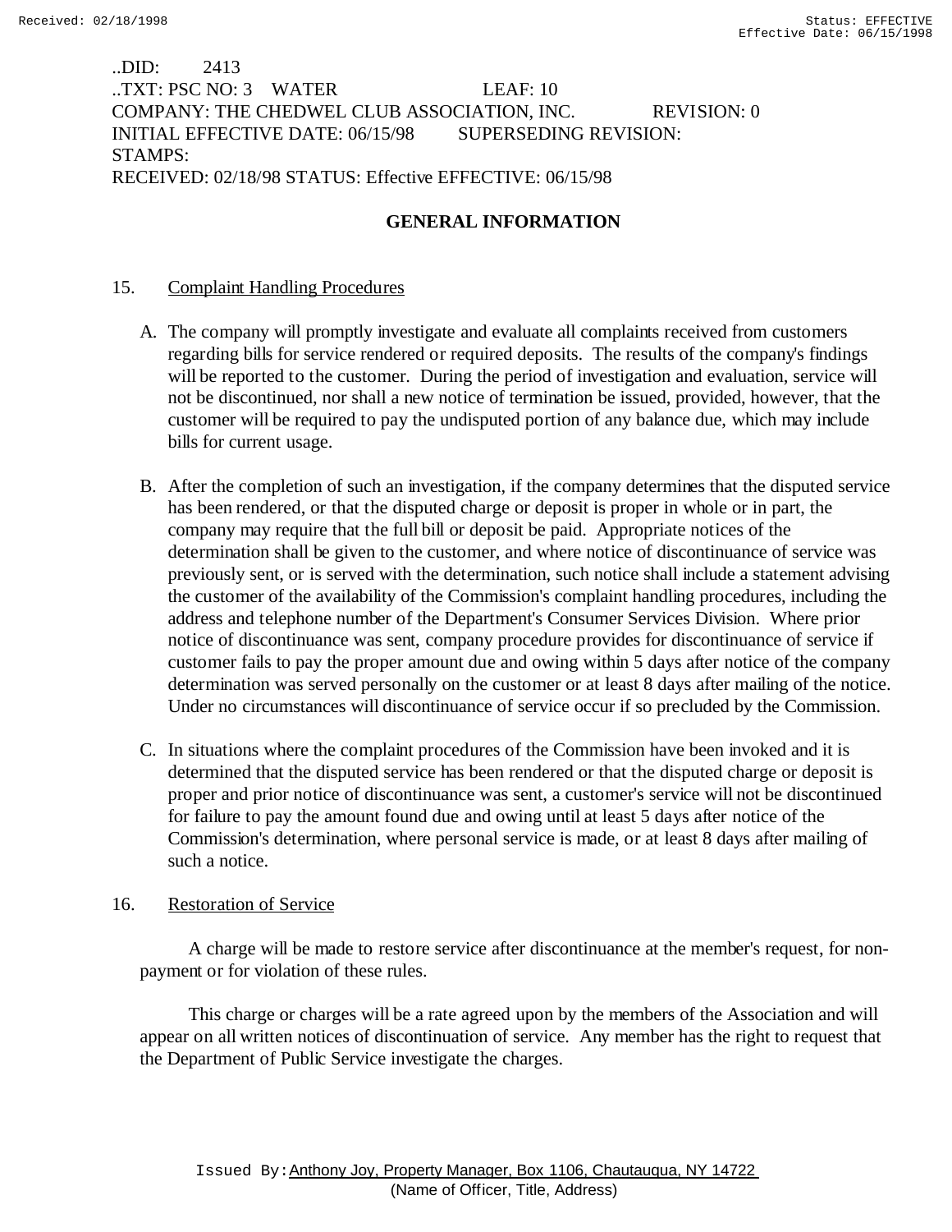..DID: 2413
..TXT: PSC NO: 3 WATER LEAF: 10
COMPANY: THE CHEDWEL CLUB ASSOCIATION, INC. REVISION: 0
INITIAL EFFECTIVE DATE: 06/15/98 SUPERSEDING REVISION:
STAMPS:
RECEIVED: 02/18/98 STATUS: Effective EFFECTIVE: 06/15/98

## GENERAL INFORMATION

15. Complaint Handling Procedures

A. The company will promptly investigate and evaluate all complaints received from customers regarding bills for service rendered or required deposits. The results of the company's findings will be reported to the customer. During the period of investigation and evaluation, service will not be discontinued, nor shall a new notice of termination be issued, provided, however, that the customer will be required to pay the undisputed portion of any balance due, which may include bills for current usage.

B. After the completion of such an investigation, if the company determines that the disputed service has been rendered, or that the disputed charge or deposit is proper in whole or in part, the company may require that the full bill or deposit be paid. Appropriate notices of the determination shall be given to the customer, and where notice of discontinuance of service was previously sent, or is served with the determination, such notice shall include a statement advising the customer of the availability of the Commission's complaint handling procedures, including the address and telephone number of the Department's Consumer Services Division. Where prior notice of discontinuance was sent, company procedure provides for discontinuance of service if customer fails to pay the proper amount due and owing within 5 days after notice of the company determination was served personally on the customer or at least 8 days after mailing of the notice. Under no circumstances will discontinuance of service occur if so precluded by the Commission.

C. In situations where the complaint procedures of the Commission have been invoked and it is determined that the disputed service has been rendered or that the disputed charge or deposit is proper and prior notice of discontinuance was sent, a customer's service will not be discontinued for failure to pay the amount found due and owing until at least 5 days after notice of the Commission's determination, where personal service is made, or at least 8 days after mailing of such a notice.

16. Restoration of Service

A charge will be made to restore service after discontinuance at the member's request, for non-payment or for violation of these rules.

This charge or charges will be a rate agreed upon by the members of the Association and will appear on all written notices of discontinuation of service. Any member has the right to request that the Department of Public Service investigate the charges.

Issued By: Anthony Joy, Property Manager, Box 1106, Chautauqua, NY 14722
(Name of Officer, Title, Address)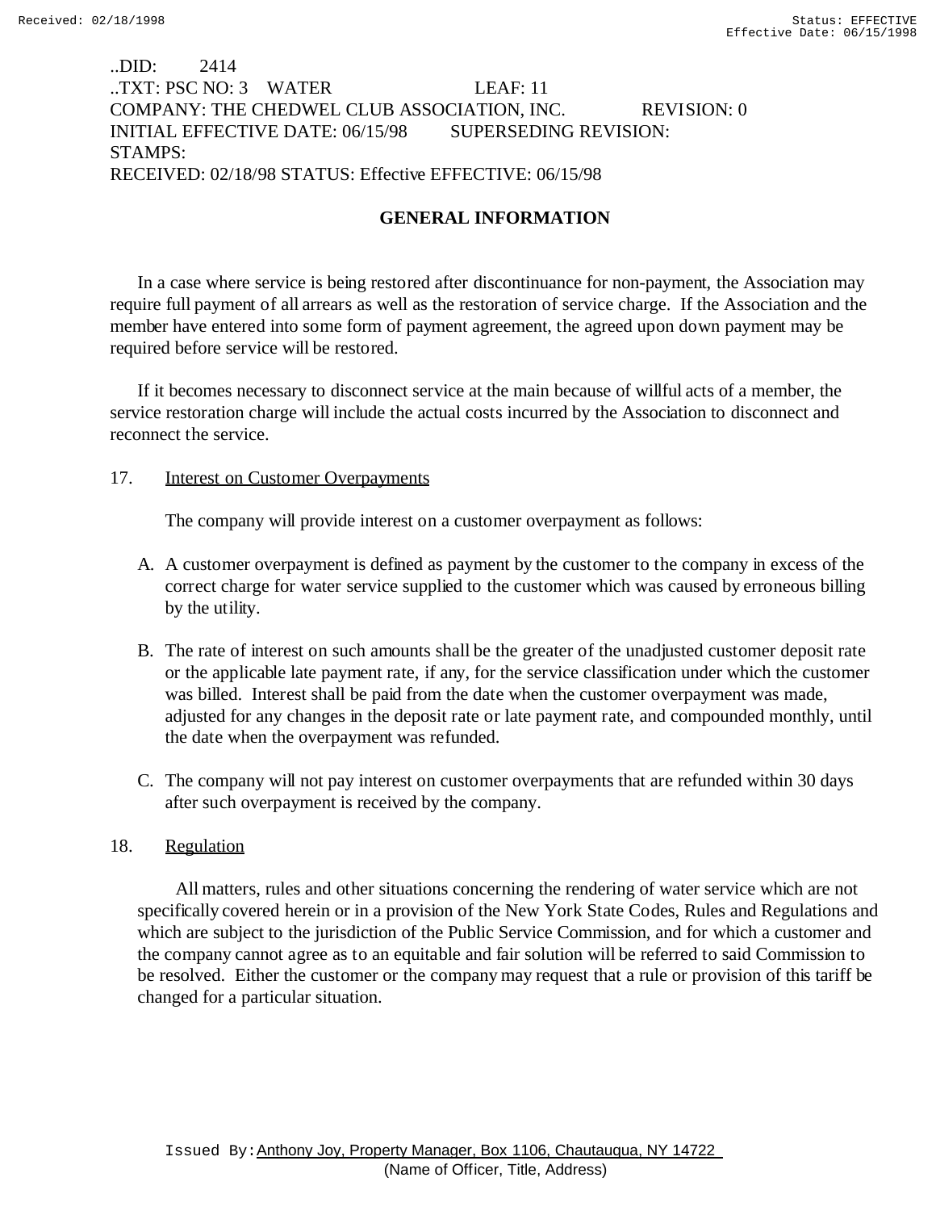..DID: 2414
..TXT: PSC NO: 3 WATER LEAF: 11
COMPANY: THE CHEDWEL CLUB ASSOCIATION, INC. REVISION: 0
INITIAL EFFECTIVE DATE: 06/15/98 SUPERSEDING REVISION:
STAMPS:
RECEIVED: 02/18/98 STATUS: Effective EFFECTIVE: 06/15/98

## GENERAL INFORMATION

In a case where service is being restored after discontinuance for non-payment, the Association may require full payment of all arrears as well as the restoration of service charge. If the Association and the member have entered into some form of payment agreement, the agreed upon down payment may be required before service will be restored.

If it becomes necessary to disconnect service at the main because of willful acts of a member, the service restoration charge will include the actual costs incurred by the Association to disconnect and reconnect the service.

17. Interest on Customer Overpayments

The company will provide interest on a customer overpayment as follows:

A. A customer overpayment is defined as payment by the customer to the company in excess of the correct charge for water service supplied to the customer which was caused by erroneous billing by the utility.

B. The rate of interest on such amounts shall be the greater of the unadjusted customer deposit rate or the applicable late payment rate, if any, for the service classification under which the customer was billed. Interest shall be paid from the date when the customer overpayment was made, adjusted for any changes in the deposit rate or late payment rate, and compounded monthly, until the date when the overpayment was refunded.

C. The company will not pay interest on customer overpayments that are refunded within 30 days after such overpayment is received by the company.

18. Regulation

All matters, rules and other situations concerning the rendering of water service which are not specifically covered herein or in a provision of the New York State Codes, Rules and Regulations and which are subject to the jurisdiction of the Public Service Commission, and for which a customer and the company cannot agree as to an equitable and fair solution will be referred to said Commission to be resolved. Either the customer or the company may request that a rule or provision of this tariff be changed for a particular situation.

Issued By: Anthony Joy, Property Manager, Box 1106, Chautauqua, NY 14722
(Name of Officer, Title, Address)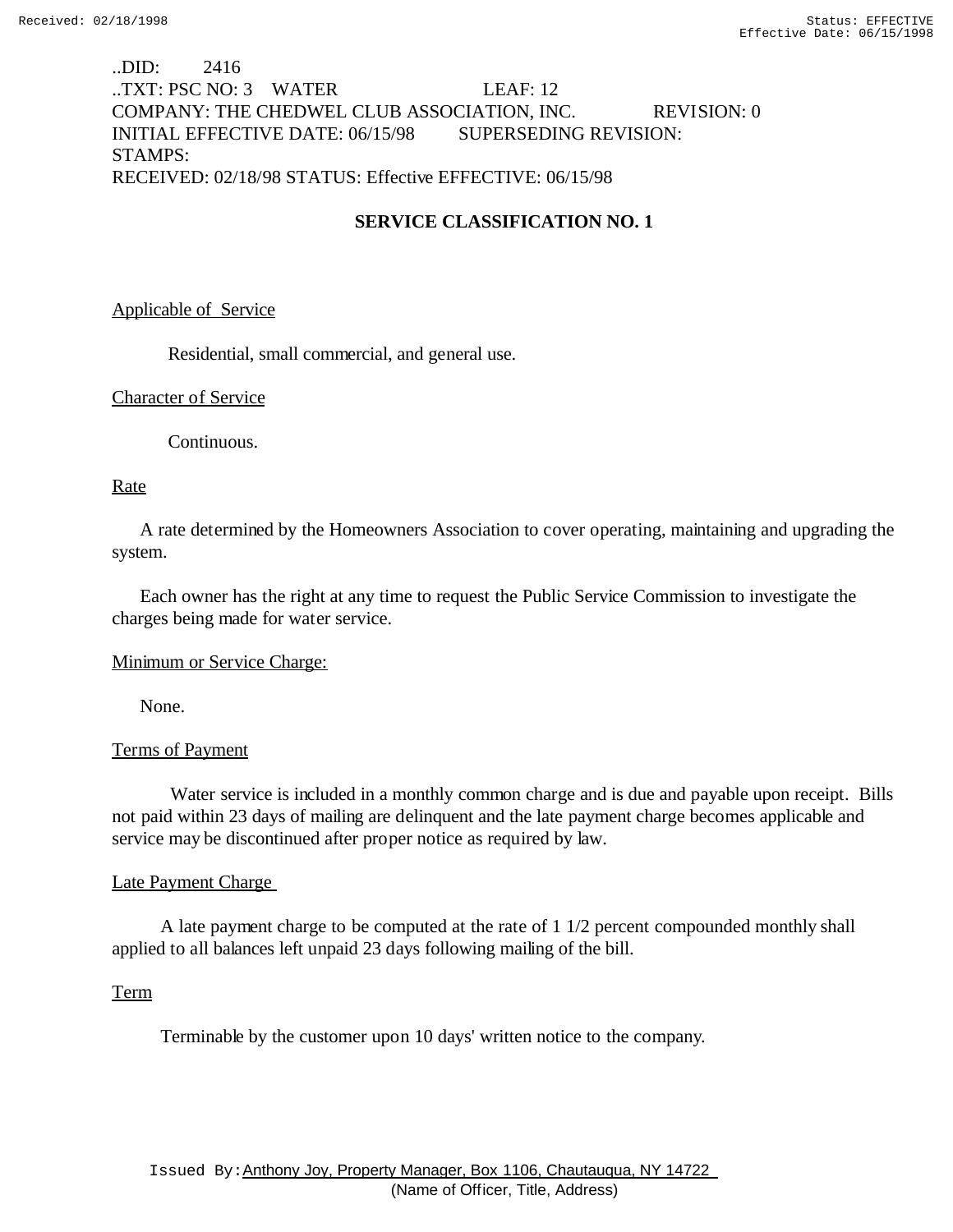..DID: 2416
..TXT: PSC NO: 3 WATER LEAF: 12
COMPANY: THE CHEDWEL CLUB ASSOCIATION, INC. REVISION: 0
INITIAL EFFECTIVE DATE: 06/15/98 SUPERSEDING REVISION:
STAMPS:
RECEIVED: 02/18/98 STATUS: Effective EFFECTIVE: 06/15/98

## SERVICE CLASSIFICATION NO. 1

Applicable of Service

Residential, small commercial, and general use.

Character of Service

Continuous.

Rate

A rate determined by the Homeowners Association to cover operating, maintaining and upgrading the system.

Each owner has the right at any time to request the Public Service Commission to investigate the charges being made for water service.

Minimum or Service Charge:

None.

Terms of Payment

Water service is included in a monthly common charge and is due and payable upon receipt. Bills not paid within 23 days of mailing are delinquent and the late payment charge becomes applicable and service may be discontinued after proper notice as required by law.

Late Payment Charge

A late payment charge to be computed at the rate of 1 1/2 percent compounded monthly shall applied to all balances left unpaid 23 days following mailing of the bill.

Term

Terminable by the customer upon 10 days' written notice to the company.

Issued By: Anthony Joy, Property Manager, Box 1106, Chautauqua, NY 14722
(Name of Officer, Title, Address)